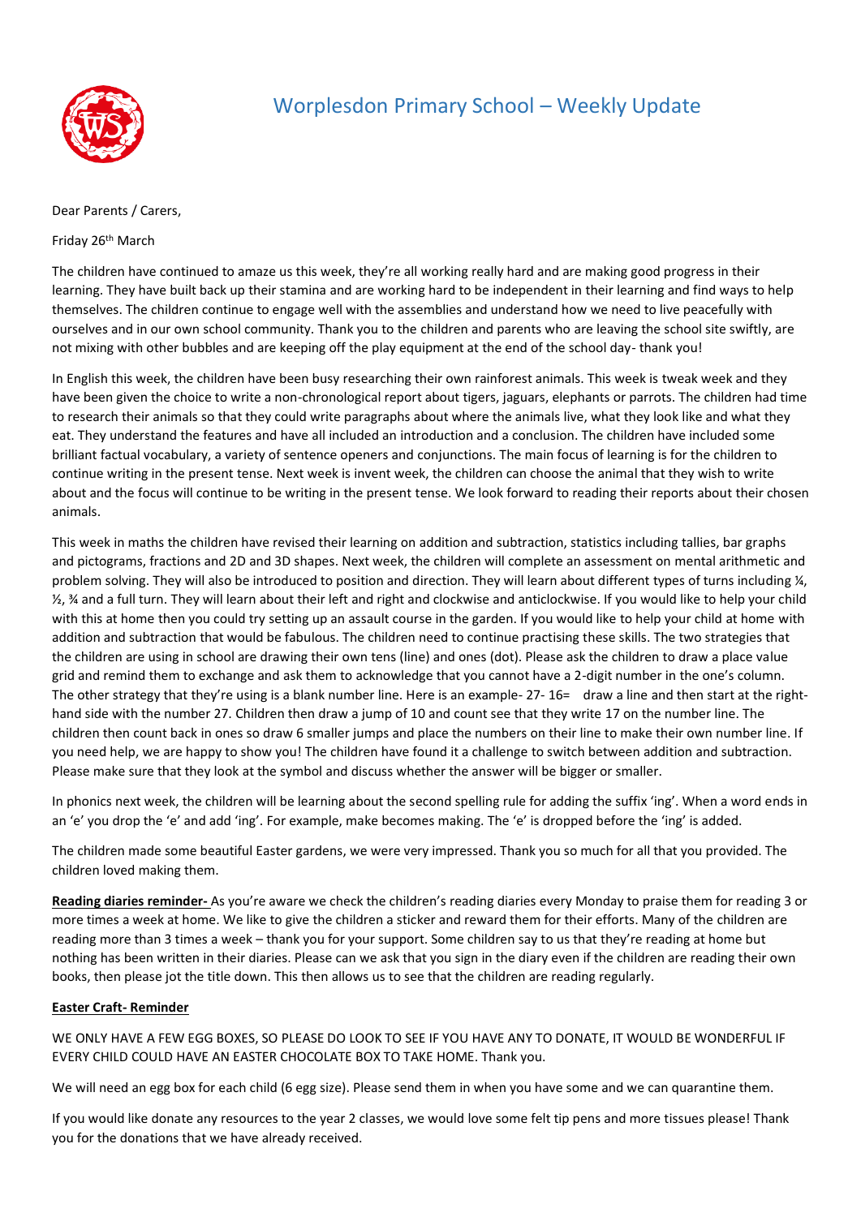# Worplesdon Primary School – Weekly Update

Dear Parents / Carers,

Friday 26th March

The children have continued to amaze us this week, they're all working really hard and are making good progress in their learning. They have built back up their stamina and are working hard to be independent in their learning and find ways to help themselves. The children continue to engage well with the assemblies and understand how we need to live peacefully with ourselves and in our own school community. Thank you to the children and parents who are leaving the school site swiftly, are not mixing with other bubbles and are keeping off the play equipment at the end of the school day- thank you!

In English this week, the children have been busy researching their own rainforest animals. This week is tweak week and they have been given the choice to write a non-chronological report about tigers, jaguars, elephants or parrots. The children had time to research their animals so that they could write paragraphs about where the animals live, what they look like and what they eat. They understand the features and have all included an introduction and a conclusion. The children have included some brilliant factual vocabulary, a variety of sentence openers and conjunctions. The main focus of learning is for the children to continue writing in the present tense. Next week is invent week, the children can choose the animal that they wish to write about and the focus will continue to be writing in the present tense. We look forward to reading their reports about their chosen animals.

This week in maths the children have revised their learning on addition and subtraction, statistics including tallies, bar graphs and pictograms, fractions and 2D and 3D shapes. Next week, the children will complete an assessment on mental arithmetic and problem solving. They will also be introduced to position and direction. They will learn about different types of turns including ¼, ½, ¾ and a full turn. They will learn about their left and right and clockwise and anticlockwise. If you would like to help your child with this at home then you could try setting up an assault course in the garden. If you would like to help your child at home with addition and subtraction that would be fabulous. The children need to continue practising these skills. The two strategies that the children are using in school are drawing their own tens (line) and ones (dot). Please ask the children to draw a place value grid and remind them to exchange and ask them to acknowledge that you cannot have a 2-digit number in the one's column. The other strategy that they're using is a blank number line. Here is an example- 27- 16= draw a line and then start at the right-hand side with the number 27. Children then draw a jump of 10 and count see that they write 17 on the number line. The children then count back in ones so draw 6 smaller jumps and place the numbers on their line to make their own number line. If you need help, we are happy to show you! The children have found it a challenge to switch between addition and subtraction. Please make sure that they look at the symbol and discuss whether the answer will be bigger or smaller.

In phonics next week, the children will be learning about the second spelling rule for adding the suffix 'ing'. When a word ends in an 'e' you drop the 'e' and add 'ing'. For example, make becomes making. The 'e' is dropped before the 'ing' is added.

The children made some beautiful Easter gardens, we were very impressed. Thank you so much for all that you provided. The children loved making them.

**Reading diaries reminder-** As you're aware we check the children's reading diaries every Monday to praise them for reading 3 or more times a week at home. We like to give the children a sticker and reward them for their efforts. Many of the children are reading more than 3 times a week – thank you for your support. Some children say to us that they're reading at home but nothing has been written in their diaries. Please can we ask that you sign in the diary even if the children are reading their own books, then please jot the title down. This then allows us to see that the children are reading regularly.

**Easter Craft- Reminder**

WE ONLY HAVE A FEW EGG BOXES, SO PLEASE DO LOOK TO SEE IF YOU HAVE ANY TO DONATE, IT WOULD BE WONDERFUL IF EVERY CHILD COULD HAVE AN EASTER CHOCOLATE BOX TO TAKE HOME. Thank you.

We will need an egg box for each child (6 egg size). Please send them in when you have some and we can quarantine them.

If you would like donate any resources to the year 2 classes, we would love some felt tip pens and more tissues please! Thank you for the donations that we have already received.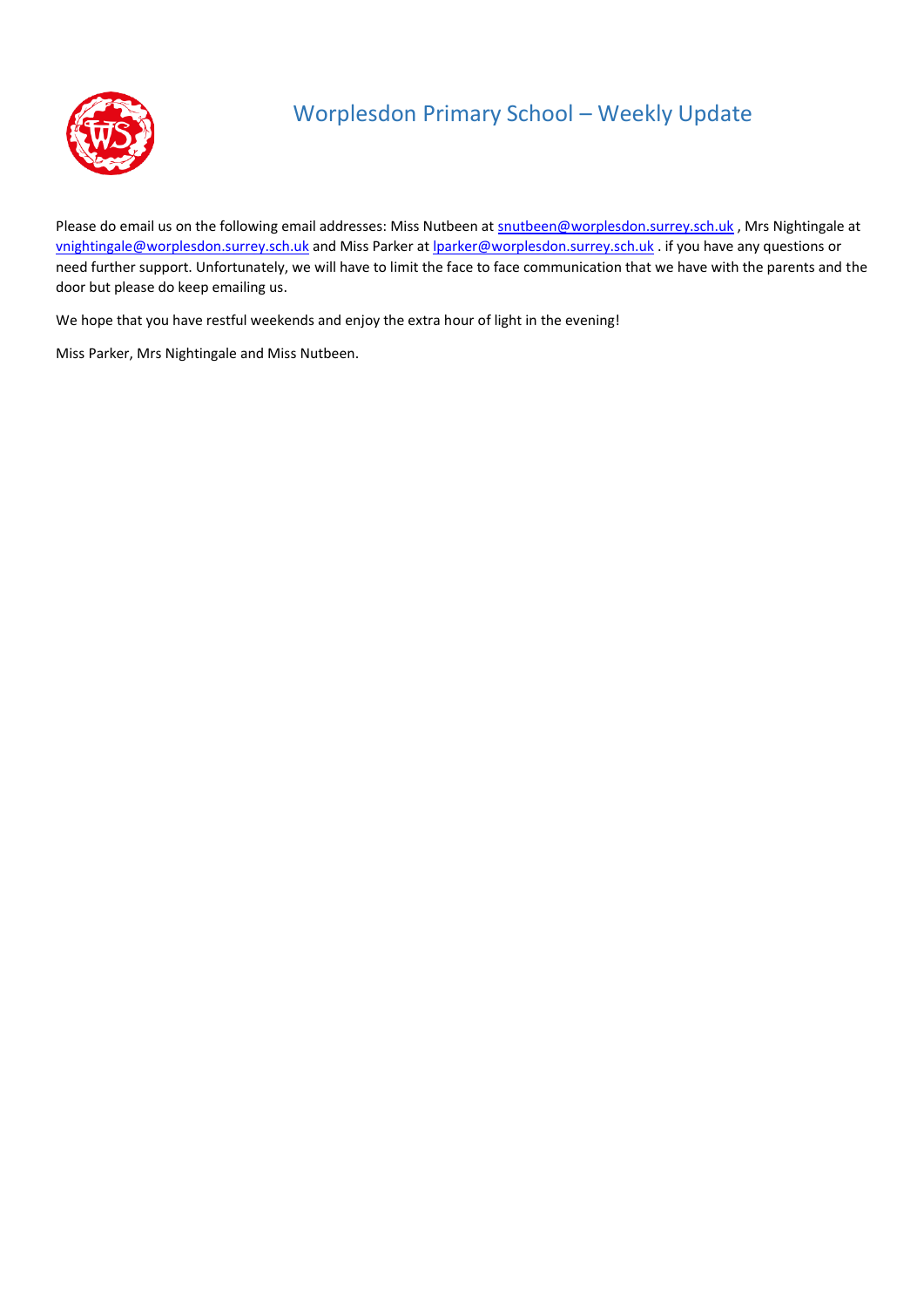# Worplesdon Primary School – Weekly Update

Please do email us on the following email addresses: Miss Nutbeen at snutbeen@worplesdon.surrey.sch.uk , Mrs Nightingale at vnightingale@worplesdon.surrey.sch.uk and Miss Parker at lparker@worplesdon.surrey.sch.uk . if you have any questions or need further support. Unfortunately, we will have to limit the face to face communication that we have with the parents and the door but please do keep emailing us.

We hope that you have restful weekends and enjoy the extra hour of light in the evening!

Miss Parker, Mrs Nightingale and Miss Nutbeen.